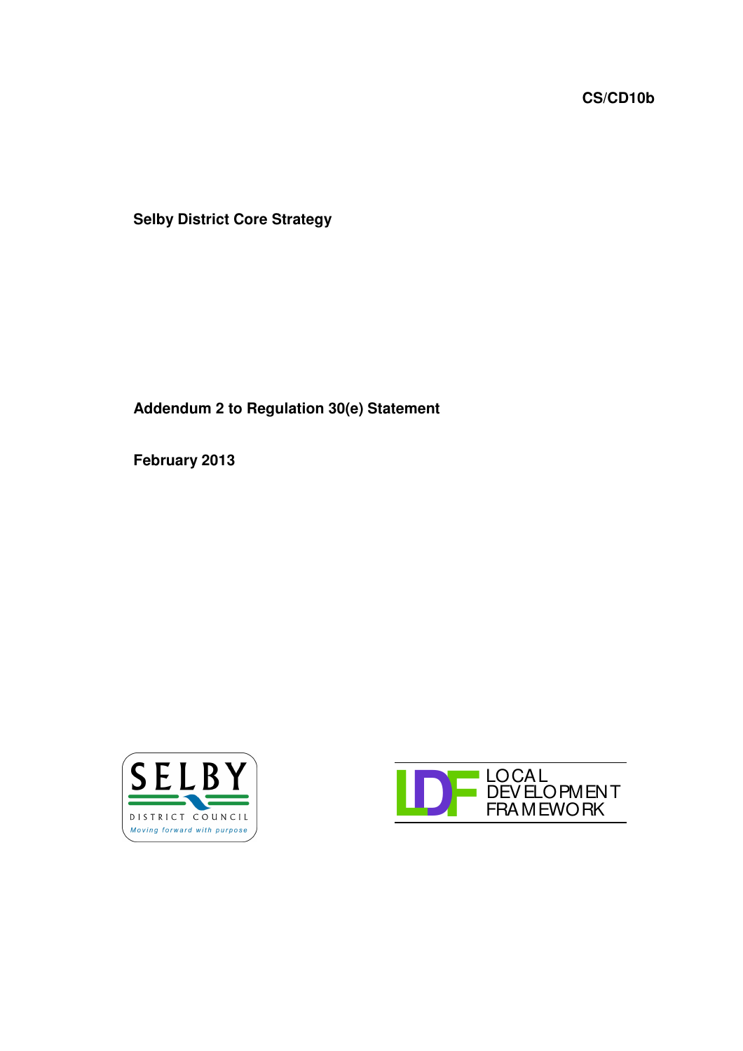**CS/CD10b**

# Selby District Core Strategy

## Addendum 2 to Regulation 30(e) Statement

**February 2013**

SELBY
DISTRICT COUNCIL
*Moving forward with purpose*

LDF LOCAL DEVELOPMENT FRAMEWORK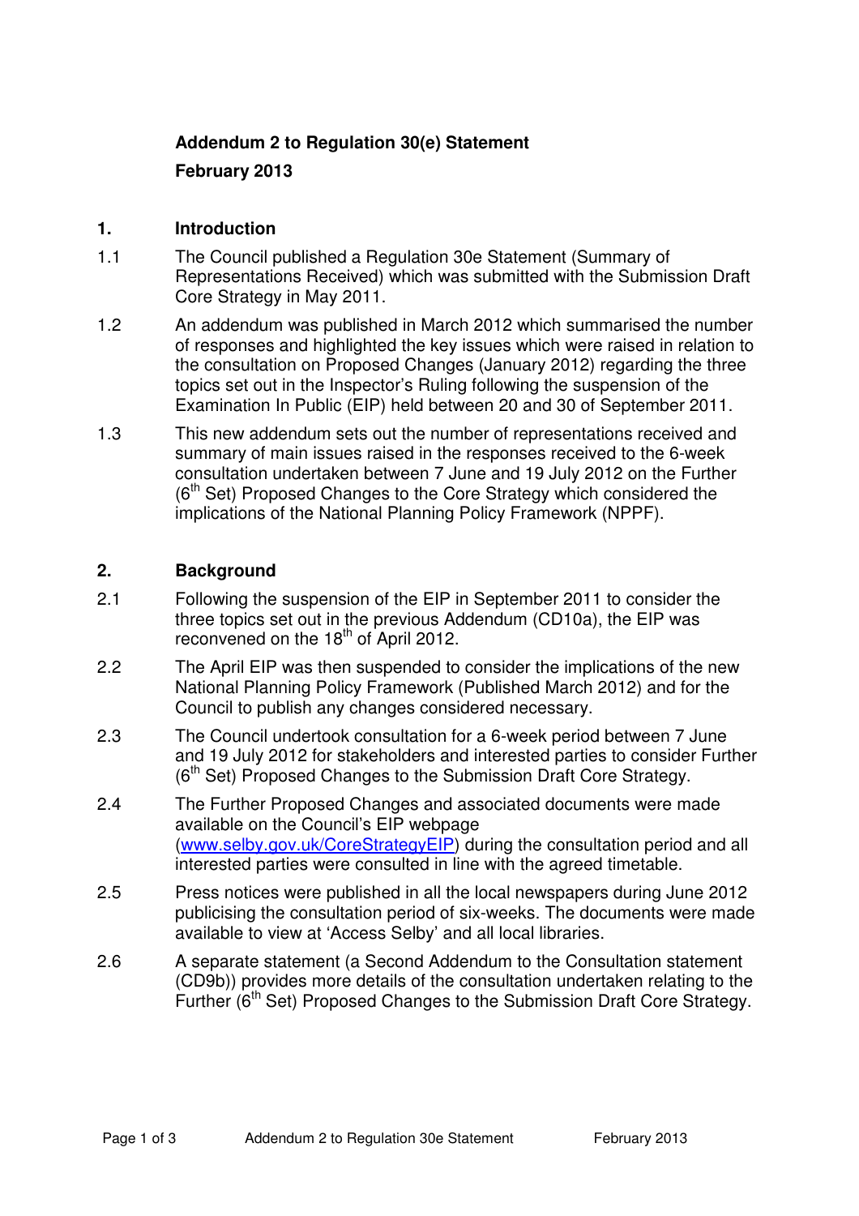**Addendum 2 to Regulation 30(e) Statement**

**February 2013**

## 1. Introduction

1.1 The Council published a Regulation 30e Statement (Summary of Representations Received) which was submitted with the Submission Draft Core Strategy in May 2011.

1.2 An addendum was published in March 2012 which summarised the number of responses and highlighted the key issues which were raised in relation to the consultation on Proposed Changes (January 2012) regarding the three topics set out in the Inspector's Ruling following the suspension of the Examination In Public (EIP) held between 20 and 30 of September 2011.

1.3 This new addendum sets out the number of representations received and summary of main issues raised in the responses received to the 6-week consultation undertaken between 7 June and 19 July 2012 on the Further (6th Set) Proposed Changes to the Core Strategy which considered the implications of the National Planning Policy Framework (NPPF).

## 2. Background

2.1 Following the suspension of the EIP in September 2011 to consider the three topics set out in the previous Addendum (CD10a), the EIP was reconvened on the 18th of April 2012.

2.2 The April EIP was then suspended to consider the implications of the new National Planning Policy Framework (Published March 2012) and for the Council to publish any changes considered necessary.

2.3 The Council undertook consultation for a 6-week period between 7 June and 19 July 2012 for stakeholders and interested parties to consider Further (6th Set) Proposed Changes to the Submission Draft Core Strategy.

2.4 The Further Proposed Changes and associated documents were made available on the Council's EIP webpage (www.selby.gov.uk/CoreStrategyEIP) during the consultation period and all interested parties were consulted in line with the agreed timetable.

2.5 Press notices were published in all the local newspapers during June 2012 publicising the consultation period of six-weeks. The documents were made available to view at 'Access Selby' and all local libraries.

2.6 A separate statement (a Second Addendum to the Consultation statement (CD9b)) provides more details of the consultation undertaken relating to the Further (6th Set) Proposed Changes to the Submission Draft Core Strategy.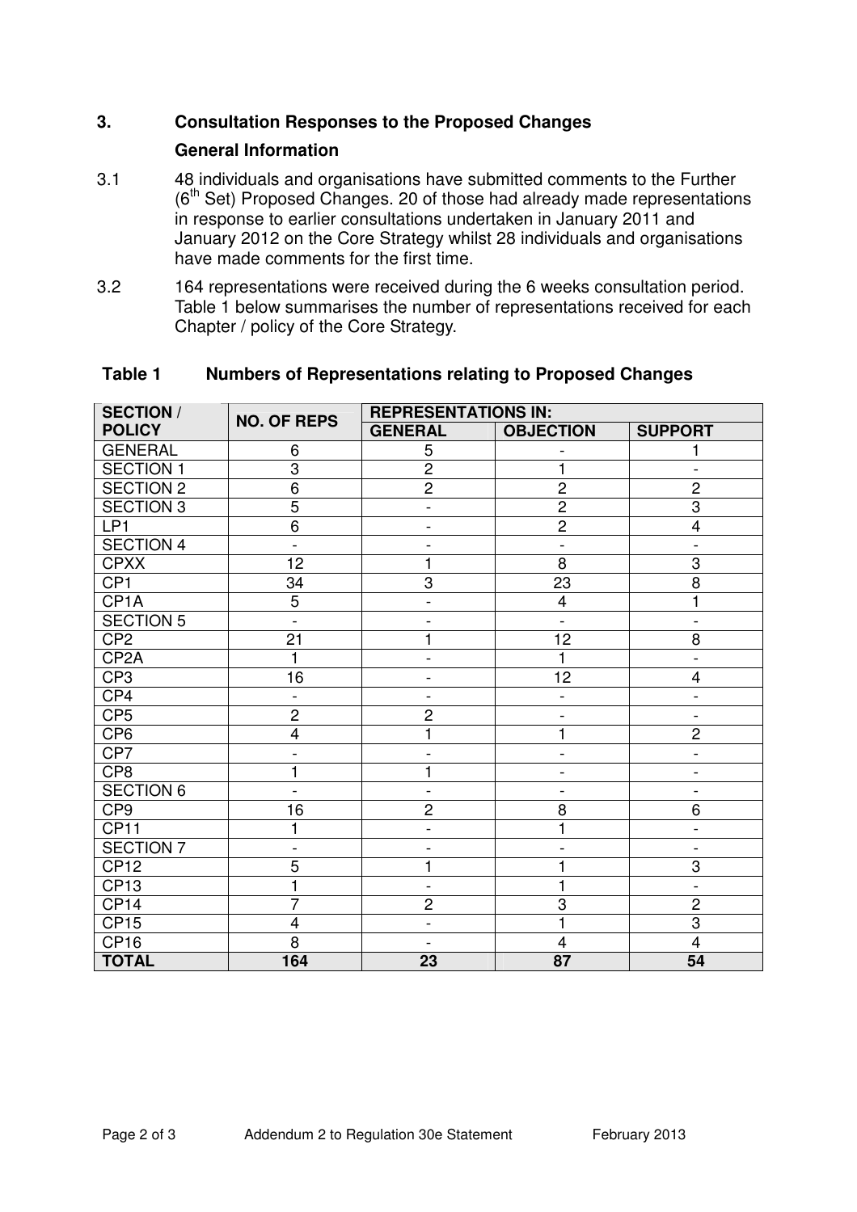## 3. Consultation Responses to the Proposed Changes

### General Information

3.1 48 individuals and organisations have submitted comments to the Further ($6^{th}$ Set) Proposed Changes. 20 of those had already made representations in response to earlier consultations undertaken in January 2011 and January 2012 on the Core Strategy whilst 28 individuals and organisations have made comments for the first time.

3.2 164 representations were received during the 6 weeks consultation period. Table 1 below summarises the number of representations received for each Chapter / policy of the Core Strategy.

**Table 1 Numbers of Representations relating to Proposed Changes**

| SECTION / POLICY | NO. OF REPS | REPRESENTATIONS IN: | | |
|---|---|---|---|---|
| | | GENERAL | OBJECTION | SUPPORT |
| GENERAL | 6 | 5 | - | 1 |
| SECTION 1 | 3 | 2 | 1 | - |
| SECTION 2 | 6 | 2 | 2 | 2 |
| SECTION 3 | 5 | - | 2 | 3 |
| LP1 | 6 | - | 2 | 4 |
| SECTION 4 | - | - | - | - |
| CPXX | 12 | 1 | 8 | 3 |
| CP1 | 34 | 3 | 23 | 8 |
| CP1A | 5 | - | 4 | 1 |
| SECTION 5 | - | - | - | - |
| CP2 | 21 | 1 | 12 | 8 |
| CP2A | 1 | - | 1 | - |
| CP3 | 16 | - | 12 | 4 |
| CP4 | - | - | - | - |
| CP5 | 2 | 2 | - | - |
| CP6 | 4 | 1 | 1 | 2 |
| CP7 | - | - | - | - |
| CP8 | 1 | 1 | - | - |
| SECTION 6 | - | - | - | - |
| CP9 | 16 | 2 | 8 | 6 |
| CP11 | 1 | - | 1 | - |
| SECTION 7 | - | - | - | - |
| CP12 | 5 | 1 | 1 | 3 |
| CP13 | 1 | - | 1 | - |
| CP14 | 7 | 2 | 3 | 2 |
| CP15 | 4 | - | 1 | 3 |
| CP16 | 8 | - | 4 | 4 |
| **TOTAL** | **164** | **23** | **87** | **54** |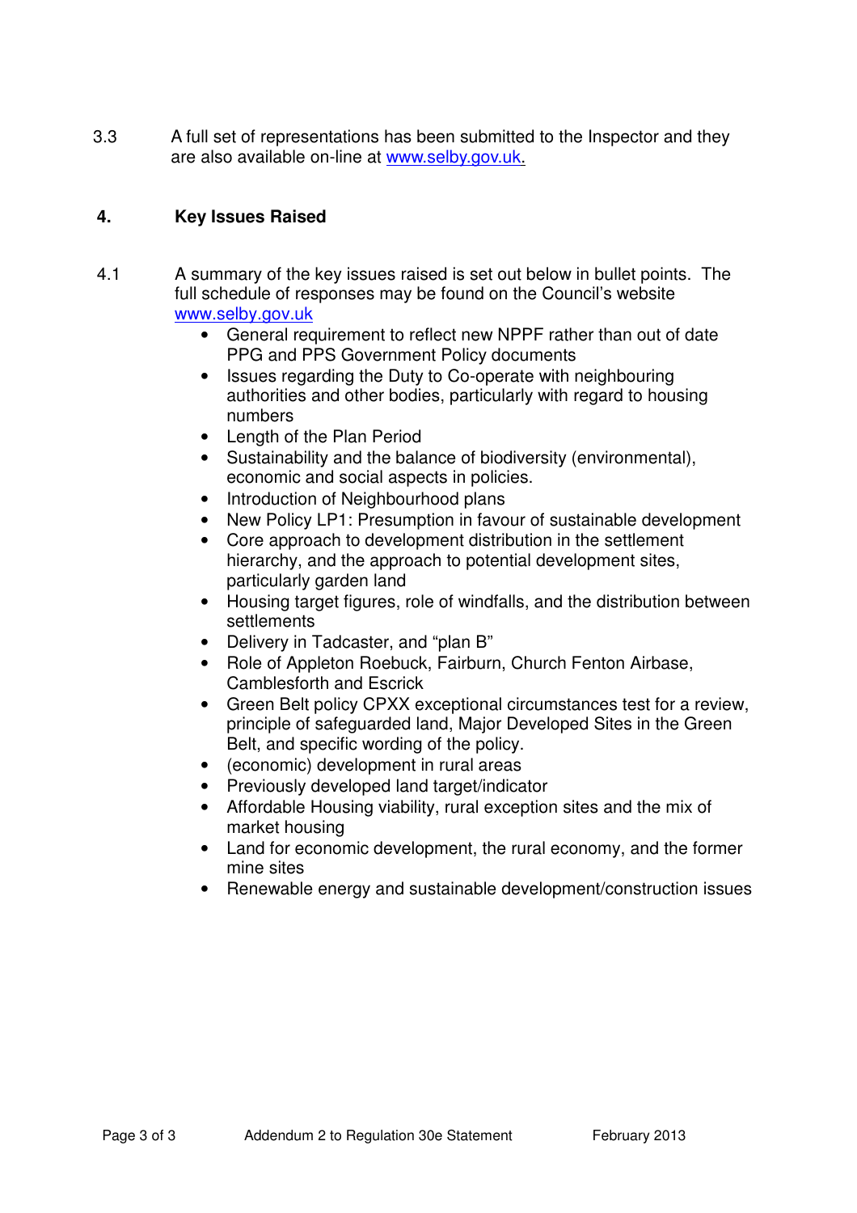3.3 A full set of representations has been submitted to the Inspector and they are also available on-line at www.selby.gov.uk.

## 4. Key Issues Raised

4.1 A summary of the key issues raised is set out below in bullet points. The full schedule of responses may be found on the Council's website www.selby.gov.uk

- General requirement to reflect new NPPF rather than out of date PPG and PPS Government Policy documents
- Issues regarding the Duty to Co-operate with neighbouring authorities and other bodies, particularly with regard to housing numbers
- Length of the Plan Period
- Sustainability and the balance of biodiversity (environmental), economic and social aspects in policies.
- Introduction of Neighbourhood plans
- New Policy LP1: Presumption in favour of sustainable development
- Core approach to development distribution in the settlement hierarchy, and the approach to potential development sites, particularly garden land
- Housing target figures, role of windfalls, and the distribution between settlements
- Delivery in Tadcaster, and "plan B"
- Role of Appleton Roebuck, Fairburn, Church Fenton Airbase, Camblesforth and Escrick
- Green Belt policy CPXX exceptional circumstances test for a review, principle of safeguarded land, Major Developed Sites in the Green Belt, and specific wording of the policy.
- (economic) development in rural areas
- Previously developed land target/indicator
- Affordable Housing viability, rural exception sites and the mix of market housing
- Land for economic development, the rural economy, and the former mine sites
- Renewable energy and sustainable development/construction issues